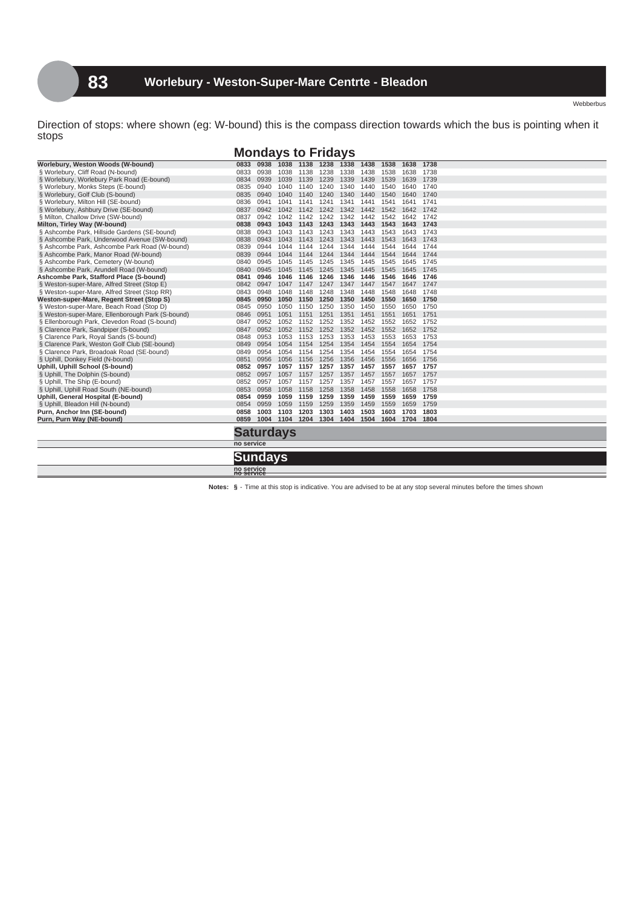# 83 Worlebury - Weston-Super-Mare Centrte - Bleadon

Webberbus

Direction of stops: where shown (eg: W-bound) this is the compass direction towards which the bus is pointing when it stops

## Mondays to Fridays

| | | | | | | | | | | |
|---|---|---|---|---|---|---|---|---|---|---|
| **Worlebury, Weston Woods (W-bound)** | **0833** | **0938** | **1038** | **1138** | **1238** | **1338** | **1438** | **1538** | **1638** | **1738** |
| § Worlebury, Cliff Road (N-bound) | 0833 | 0938 | 1038 | 1138 | 1238 | 1338 | 1438 | 1538 | 1638 | 1738 |
| § Worlebury, Worlebury Park Road (E-bound) | 0834 | 0939 | 1039 | 1139 | 1239 | 1339 | 1439 | 1539 | 1639 | 1739 |
| § Worlebury, Monks Steps (E-bound) | 0835 | 0940 | 1040 | 1140 | 1240 | 1340 | 1440 | 1540 | 1640 | 1740 |
| § Worlebury, Golf Club (S-bound) | 0835 | 0940 | 1040 | 1140 | 1240 | 1340 | 1440 | 1540 | 1640 | 1740 |
| § Worlebury, Milton Hill (SE-bound) | 0836 | 0941 | 1041 | 1141 | 1241 | 1341 | 1441 | 1541 | 1641 | 1741 |
| § Worlebury, Ashbury Drive (SE-bound) | 0837 | 0942 | 1042 | 1142 | 1242 | 1342 | 1442 | 1542 | 1642 | 1742 |
| § Milton, Challow Drive (SW-bound) | 0837 | 0942 | 1042 | 1142 | 1242 | 1342 | 1442 | 1542 | 1642 | 1742 |
| **Milton, Tirley Way (W-bound)** | **0838** | **0943** | **1043** | **1143** | **1243** | **1343** | **1443** | **1543** | **1643** | **1743** |
| § Ashcombe Park, Hillside Gardens (SE-bound) | 0838 | 0943 | 1043 | 1143 | 1243 | 1343 | 1443 | 1543 | 1643 | 1743 |
| § Ashcombe Park, Underwood Avenue (SW-bound) | 0838 | 0943 | 1043 | 1143 | 1243 | 1343 | 1443 | 1543 | 1643 | 1743 |
| § Ashcombe Park, Ashcombe Park Road (W-bound) | 0839 | 0944 | 1044 | 1144 | 1244 | 1344 | 1444 | 1544 | 1644 | 1744 |
| § Ashcombe Park, Manor Road (W-bound) | 0839 | 0944 | 1044 | 1144 | 1244 | 1344 | 1444 | 1544 | 1644 | 1744 |
| § Ashcombe Park, Cemetery (W-bound) | 0840 | 0945 | 1045 | 1145 | 1245 | 1345 | 1445 | 1545 | 1645 | 1745 |
| § Ashcombe Park, Arundell Road (W-bound) | 0840 | 0945 | 1045 | 1145 | 1245 | 1345 | 1445 | 1545 | 1645 | 1745 |
| **Ashcombe Park, Stafford Place (S-bound)** | **0841** | **0946** | **1046** | **1146** | **1246** | **1346** | **1446** | **1546** | **1646** | **1746** |
| § Weston-super-Mare, Alfred Street (Stop E) | 0842 | 0947 | 1047 | 1147 | 1247 | 1347 | 1447 | 1547 | 1647 | 1747 |
| § Weston-super-Mare, Alfred Street (Stop RR) | 0843 | 0948 | 1048 | 1148 | 1248 | 1348 | 1448 | 1548 | 1648 | 1748 |
| **Weston-super-Mare, Regent Street (Stop S)** | **0845** | **0950** | **1050** | **1150** | **1250** | **1350** | **1450** | **1550** | **1650** | **1750** |
| § Weston-super-Mare, Beach Road (Stop D) | 0845 | 0950 | 1050 | 1150 | 1250 | 1350 | 1450 | 1550 | 1650 | 1750 |
| § Weston-super-Mare, Ellenborough Park (S-bound) | 0846 | 0951 | 1051 | 1151 | 1251 | 1351 | 1451 | 1551 | 1651 | 1751 |
| § Ellenborough Park, Clevedon Road (S-bound) | 0847 | 0952 | 1052 | 1152 | 1252 | 1352 | 1452 | 1552 | 1652 | 1752 |
| § Clarence Park, Sandpiper (S-bound) | 0847 | 0952 | 1052 | 1152 | 1252 | 1352 | 1452 | 1552 | 1652 | 1752 |
| § Clarence Park, Royal Sands (S-bound) | 0848 | 0953 | 1053 | 1153 | 1253 | 1353 | 1453 | 1553 | 1653 | 1753 |
| § Clarence Park, Weston Golf Club (SE-bound) | 0849 | 0954 | 1054 | 1154 | 1254 | 1354 | 1454 | 1554 | 1654 | 1754 |
| § Clarence Park, Broadoak Road (SE-bound) | 0849 | 0954 | 1054 | 1154 | 1254 | 1354 | 1454 | 1554 | 1654 | 1754 |
| § Uphill, Donkey Field (N-bound) | 0851 | 0956 | 1056 | 1156 | 1256 | 1356 | 1456 | 1556 | 1656 | 1756 |
| **Uphill, Uphill School (S-bound)** | **0852** | **0957** | **1057** | **1157** | **1257** | **1357** | **1457** | **1557** | **1657** | **1757** |
| § Uphill, The Dolphin (S-bound) | 0852 | 0957 | 1057 | 1157 | 1257 | 1357 | 1457 | 1557 | 1657 | 1757 |
| § Uphill, The Ship (E-bound) | 0852 | 0957 | 1057 | 1157 | 1257 | 1357 | 1457 | 1557 | 1657 | 1757 |
| § Uphill, Uphill Road South (NE-bound) | 0853 | 0958 | 1058 | 1158 | 1258 | 1358 | 1458 | 1558 | 1658 | 1758 |
| **Uphill, General Hospital (E-bound)** | **0854** | **0959** | **1059** | **1159** | **1259** | **1359** | **1459** | **1559** | **1659** | **1759** |
| § Uphill, Bleadon Hill (N-bound) | 0854 | 0959 | 1059 | 1159 | 1259 | 1359 | 1459 | 1559 | 1659 | 1759 |
| **Purn, Anchor Inn (SE-bound)** | **0858** | **1003** | **1103** | **1203** | **1303** | **1403** | **1503** | **1603** | **1703** | **1803** |
| **Purn, Purn Way (NE-bound)** | **0859** | **1004** | **1104** | **1204** | **1304** | **1404** | **1504** | **1604** | **1704** | **1804** |

## Saturdays

no service

## Sundays

no service

**Notes:** **§** - Time at this stop is indicative. You are advised to be at any stop several minutes before the times shown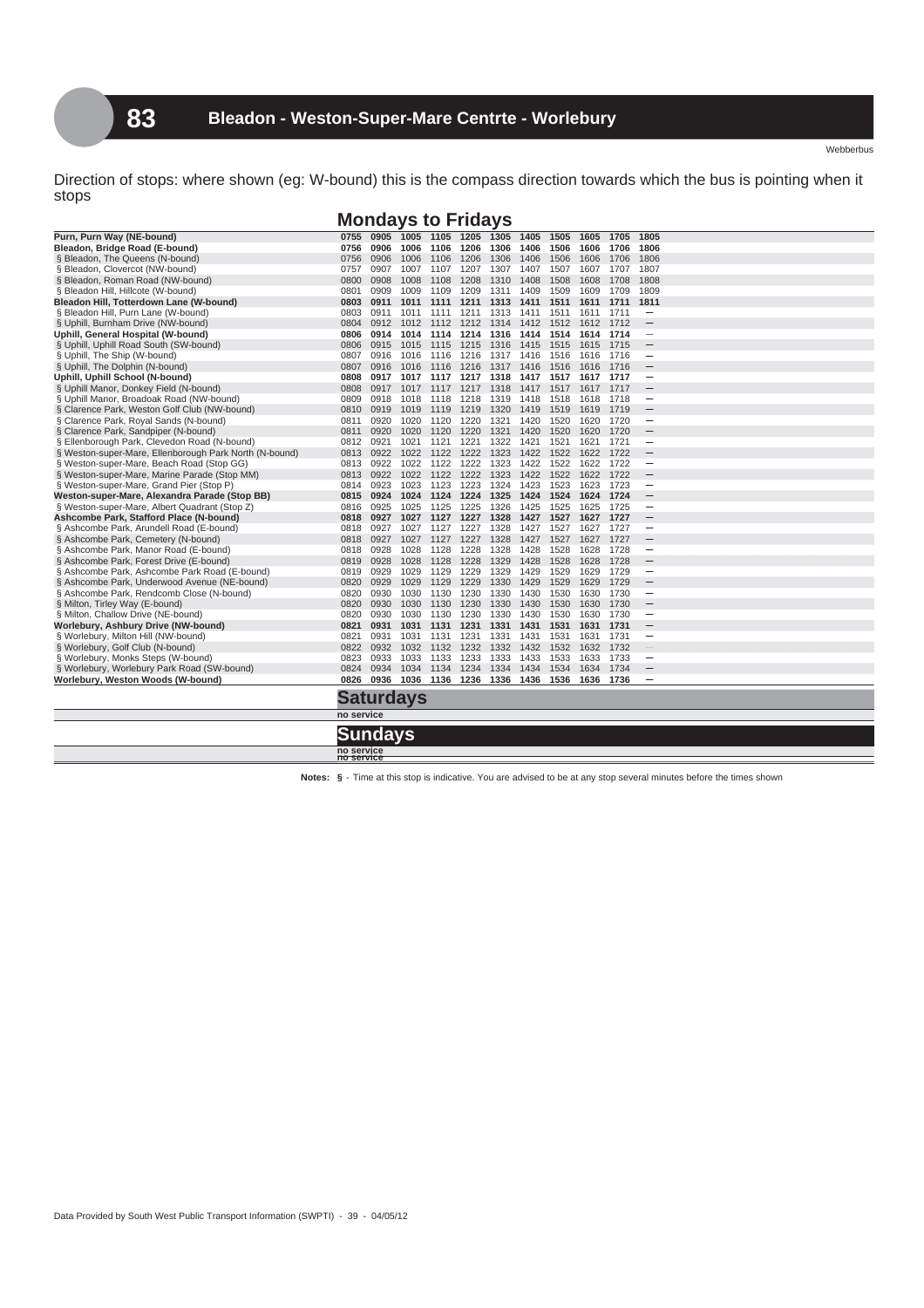# 83 Bleadon - Weston-Super-Mare Centrte - Worlebury

Webberbus

Direction of stops: where shown (eg: W-bound) this is the compass direction towards which the bus is pointing when it stops

## Mondays to Fridays

| | | | | | | | | | | | |
|---|---|---|---|---|---|---|---|---|---|---|---|
| **Purn, Purn Way (NE-bound)** | **0755** | **0905** | **1005** | **1105** | **1205** | **1305** | **1405** | **1505** | **1605** | **1705** | **1805** |
| **Bleadon, Bridge Road (E-bound)** | **0756** | **0906** | **1006** | **1106** | **1206** | **1306** | **1406** | **1506** | **1606** | **1706** | **1806** |
| § Bleadon, The Queens (N-bound) | 0756 | 0906 | 1006 | 1106 | 1206 | 1306 | 1406 | 1506 | 1606 | 1706 | 1806 |
| § Bleadon, Clovercot (NW-bound) | 0757 | 0907 | 1007 | 1107 | 1207 | 1307 | 1407 | 1507 | 1607 | 1707 | 1807 |
| § Bleadon, Roman Road (NW-bound) | 0800 | 0908 | 1008 | 1108 | 1208 | 1310 | 1408 | 1508 | 1608 | 1708 | 1808 |
| § Bleadon Hill, Hillcote (W-bound) | 0801 | 0909 | 1009 | 1109 | 1209 | 1311 | 1409 | 1509 | 1609 | 1709 | 1809 |
| **Bleadon Hill, Totterdown Lane (W-bound)** | **0803** | **0911** | **1011** | **1111** | **1211** | **1313** | **1411** | **1511** | **1611** | **1711** | **1811** |
| § Bleadon Hill, Purn Lane (W-bound) | 0803 | 0911 | 1011 | 1111 | 1211 | 1313 | 1411 | 1511 | 1611 | 1711 | — |
| § Uphill, Burnham Drive (NW-bound) | 0804 | 0912 | 1012 | 1112 | 1212 | 1314 | 1412 | 1512 | 1612 | 1712 | — |
| **Uphill, General Hospital (W-bound)** | **0806** | **0914** | **1014** | **1114** | **1214** | **1316** | **1414** | **1514** | **1614** | **1714** | — |
| § Uphill, Uphill Road South (SW-bound) | 0806 | 0915 | 1015 | 1115 | 1215 | 1316 | 1415 | 1515 | 1615 | 1715 | — |
| § Uphill, The Ship (W-bound) | 0807 | 0916 | 1016 | 1116 | 1216 | 1317 | 1416 | 1516 | 1616 | 1716 | — |
| § Uphill, The Dolphin (N-bound) | 0807 | 0916 | 1016 | 1116 | 1216 | 1317 | 1416 | 1516 | 1616 | 1716 | — |
| **Uphill, Uphill School (N-bound)** | **0808** | **0917** | **1017** | **1117** | **1217** | **1318** | **1417** | **1517** | **1617** | **1717** | — |
| § Uphill Manor, Donkey Field (N-bound) | 0808 | 0917 | 1017 | 1117 | 1217 | 1318 | 1417 | 1517 | 1617 | 1717 | — |
| § Uphill Manor, Broadoak Road (NW-bound) | 0809 | 0918 | 1018 | 1118 | 1218 | 1319 | 1418 | 1518 | 1618 | 1718 | — |
| § Clarence Park, Weston Golf Club (NW-bound) | 0810 | 0919 | 1019 | 1119 | 1219 | 1320 | 1419 | 1519 | 1619 | 1719 | — |
| § Clarence Park, Royal Sands (N-bound) | 0811 | 0920 | 1020 | 1120 | 1220 | 1321 | 1420 | 1520 | 1620 | 1720 | — |
| § Clarence Park, Sandpiper (N-bound) | 0811 | 0920 | 1020 | 1120 | 1220 | 1321 | 1420 | 1520 | 1620 | 1720 | — |
| § Ellenborough Park, Clevedon Road (N-bound) | 0812 | 0921 | 1021 | 1121 | 1221 | 1322 | 1421 | 1521 | 1621 | 1721 | — |
| § Weston-super-Mare, Ellenborough Park North (N-bound) | 0813 | 0922 | 1022 | 1122 | 1222 | 1323 | 1422 | 1522 | 1622 | 1722 | — |
| § Weston-super-Mare, Beach Road (Stop GG) | 0813 | 0922 | 1022 | 1122 | 1222 | 1323 | 1422 | 1522 | 1622 | 1722 | — |
| § Weston-super-Mare, Marine Parade (Stop MM) | 0813 | 0922 | 1022 | 1122 | 1222 | 1323 | 1422 | 1522 | 1622 | 1722 | — |
| § Weston-super-Mare, Grand Pier (Stop P) | 0814 | 0923 | 1023 | 1123 | 1223 | 1324 | 1423 | 1523 | 1623 | 1723 | — |
| **Weston-super-Mare, Alexandra Parade (Stop BB)** | **0815** | **0924** | **1024** | **1124** | **1224** | **1325** | **1424** | **1524** | **1624** | **1724** | — |
| § Weston-super-Mare, Albert Quadrant (Stop Z) | 0816 | 0925 | 1025 | 1125 | 1225 | 1326 | 1425 | 1525 | 1625 | 1725 | — |
| **Ashcombe Park, Stafford Place (N-bound)** | **0818** | **0927** | **1027** | **1127** | **1227** | **1328** | **1427** | **1527** | **1627** | **1727** | — |
| § Ashcombe Park, Arundell Road (E-bound) | 0818 | 0927 | 1027 | 1127 | 1227 | 1328 | 1427 | 1527 | 1627 | 1727 | — |
| § Ashcombe Park, Cemetery (N-bound) | 0818 | 0927 | 1027 | 1127 | 1227 | 1328 | 1427 | 1527 | 1627 | 1727 | — |
| § Ashcombe Park, Manor Road (E-bound) | 0818 | 0928 | 1028 | 1128 | 1228 | 1328 | 1428 | 1528 | 1628 | 1728 | — |
| § Ashcombe Park, Forest Drive (E-bound) | 0819 | 0928 | 1028 | 1128 | 1228 | 1329 | 1428 | 1528 | 1628 | 1728 | — |
| § Ashcombe Park, Ashcombe Park Road (E-bound) | 0819 | 0929 | 1029 | 1129 | 1229 | 1329 | 1429 | 1529 | 1629 | 1729 | — |
| § Ashcombe Park, Underwood Avenue (NE-bound) | 0820 | 0929 | 1029 | 1129 | 1229 | 1330 | 1429 | 1529 | 1629 | 1729 | — |
| § Ashcombe Park, Rendcomb Close (N-bound) | 0820 | 0930 | 1030 | 1130 | 1230 | 1330 | 1430 | 1530 | 1630 | 1730 | — |
| § Milton, Tirley Way (E-bound) | 0820 | 0930 | 1030 | 1130 | 1230 | 1330 | 1430 | 1530 | 1630 | 1730 | — |
| § Milton, Challow Drive (NE-bound) | 0820 | 0930 | 1030 | 1130 | 1230 | 1330 | 1430 | 1530 | 1630 | 1730 | — |
| **Worlebury, Ashbury Drive (NW-bound)** | **0821** | **0931** | **1031** | **1131** | **1231** | **1331** | **1431** | **1531** | **1631** | **1731** | — |
| § Worlebury, Milton Hill (NW-bound) | 0821 | 0931 | 1031 | 1131 | 1231 | 1331 | 1431 | 1531 | 1631 | 1731 | — |
| § Worlebury, Golf Club (N-bound) | 0822 | 0932 | 1032 | 1132 | 1232 | 1332 | 1432 | 1532 | 1632 | 1732 | |
| § Worlebury, Monks Steps (W-bound) | 0823 | 0933 | 1033 | 1133 | 1233 | 1333 | 1433 | 1533 | 1633 | 1733 | — |
| § Worlebury, Worlebury Park Road (SW-bound) | 0824 | 0934 | 1034 | 1134 | 1234 | 1334 | 1434 | 1534 | 1634 | 1734 | — |
| **Worlebury, Weston Woods (W-bound)** | **0826** | **0936** | **1036** | **1136** | **1236** | **1336** | **1436** | **1536** | **1636** | **1736** | — |

## Saturdays

no service

## Sundays

no service

**Notes:** **§** - Time at this stop is indicative. You are advised to be at any stop several minutes before the times shown

Data Provided by South West Public Transport Information (SWPTI) - 39 - 04/05/12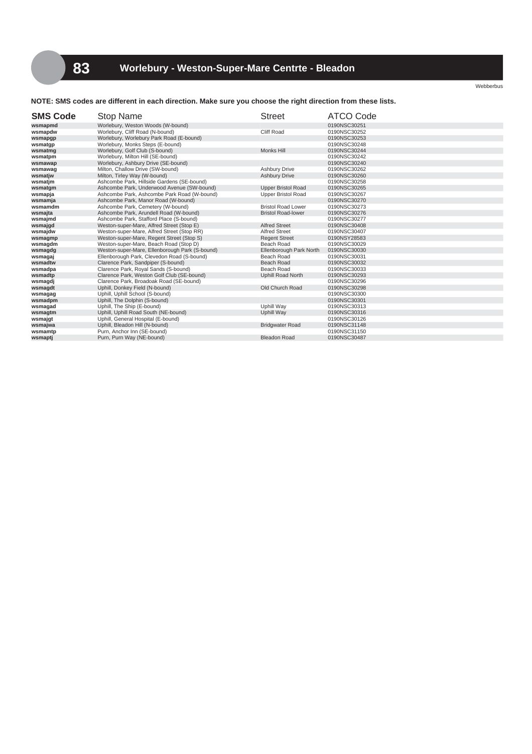# 83 Worlebury - Weston-Super-Mare Centrte - Bleadon

Webberbus

**NOTE: SMS codes are different in each direction. Make sure you choose the right direction from these lists.**

| SMS Code | Stop Name | Street | ATCO Code |
|---|---|---|---|
| wsmapmd | Worlebury, Weston Woods (W-bound) | | 0190NSC30251 |
| wsmapdw | Worlebury, Cliff Road (N-bound) | Cliff Road | 0190NSC30252 |
| wsmapgp | Worlebury, Worlebury Park Road (E-bound) | | 0190NSC30253 |
| wsmatgp | Worlebury, Monks Steps (E-bound) | | 0190NSC30248 |
| wsmatmg | Worlebury, Golf Club (S-bound) | Monks Hill | 0190NSC30244 |
| wsmatpm | Worlebury, Milton Hill (SE-bound) | | 0190NSC30242 |
| wsmawap | Worlebury, Ashbury Drive (SE-bound) | | 0190NSC30240 |
| wsmawag | Milton, Challow Drive (SW-bound) | Ashbury Drive | 0190NSC30262 |
| wsmatjw | Milton, Tirley Way (W-bound) | Ashbury Drive | 0190NSC30260 |
| wsmatjm | Ashcombe Park, Hillside Gardens (SE-bound) | | 0190NSC30258 |
| wsmatgm | Ashcombe Park, Underwood Avenue (SW-bound) | Upper Bristol Road | 0190NSC30265 |
| wsmapja | Ashcombe Park, Ashcombe Park Road (W-bound) | Upper Bristol Road | 0190NSC30267 |
| wsmamja | Ashcombe Park, Manor Road (W-bound) | | 0190NSC30270 |
| wsmamdm | Ashcombe Park, Cemetery (W-bound) | Bristol Road Lower | 0190NSC30273 |
| wsmajta | Ashcombe Park, Arundell Road (W-bound) | Bristol Road-lower | 0190NSC30276 |
| wsmajmd | Ashcombe Park, Stafford Place (S-bound) | | 0190NSC30277 |
| wsmajgd | Weston-super-Mare, Alfred Street (Stop E) | Alfred Street | 0190NSC30408 |
| wsmajdw | Weston-super-Mare, Alfred Street (Stop RR) | Alfred Street | 0190NSC30407 |
| wsmagmp | Weston-super-Mare, Regent Street (Stop S) | Regent Street | 0190NSY28583 |
| wsmagdm | Weston-super-Mare, Beach Road (Stop D) | Beach Road | 0190NSC30029 |
| wsmagdg | Weston-super-Mare, Ellenborough Park (S-bound) | Ellenborough Park North | 0190NSC30030 |
| wsmagaj | Ellenborough Park, Clevedon Road (S-bound) | Beach Road | 0190NSC30031 |
| wsmadtw | Clarence Park, Sandpiper (S-bound) | Beach Road | 0190NSC30032 |
| wsmadpa | Clarence Park, Royal Sands (S-bound) | Beach Road | 0190NSC30033 |
| wsmadtp | Clarence Park, Weston Golf Club (SE-bound) | Uphill Road North | 0190NSC30293 |
| wsmagdj | Clarence Park, Broadoak Road (SE-bound) | | 0190NSC30296 |
| wsmagdt | Uphill, Donkey Field (N-bound) | Old Church Road | 0190NSC30298 |
| wsmagag | Uphill, Uphill School (S-bound) | | 0190NSC30300 |
| wsmadpm | Uphill, The Dolphin (S-bound) | | 0190NSC30301 |
| wsmagad | Uphill, The Ship (E-bound) | Uphill Way | 0190NSC30313 |
| wsmagtm | Uphill, Uphill Road South (NE-bound) | Uphill Way | 0190NSC30316 |
| wsmajgt | Uphill, General Hospital (E-bound) | | 0190NSC30126 |
| wsmajwa | Uphill, Bleadon Hill (N-bound) | Bridgwater Road | 0190NSC31148 |
| wsmamtp | Purn, Anchor Inn (SE-bound) | | 0190NSC31150 |
| wsmaptj | Purn, Purn Way (NE-bound) | Bleadon Road | 0190NSC30487 |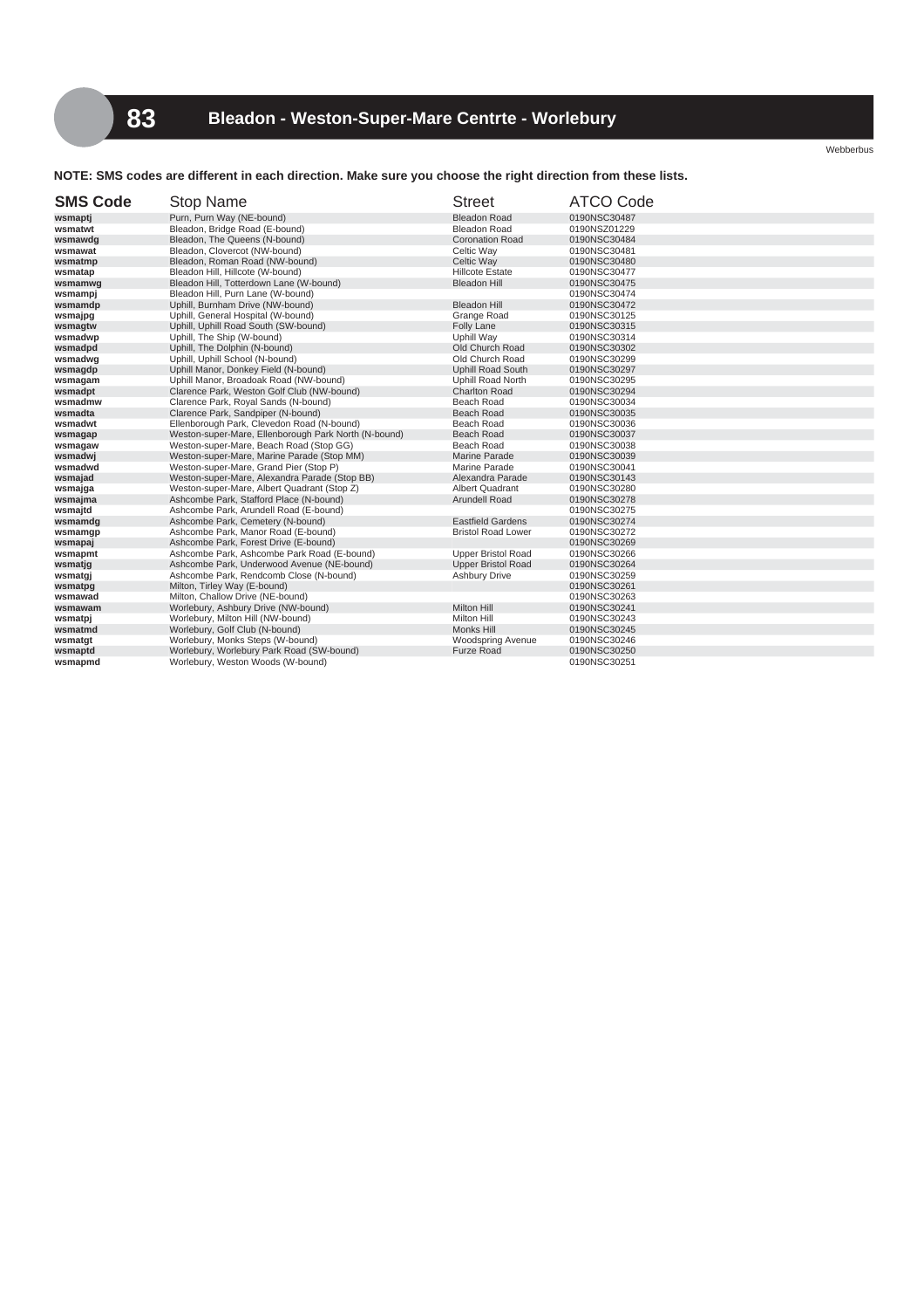# 83 Bleadon - Weston-Super-Mare Centrte - Worlebury

Webberbus

**NOTE: SMS codes are different in each direction. Make sure you choose the right direction from these lists.**

| SMS Code | Stop Name | Street | ATCO Code |
|---|---|---|---|
| wsmaptj | Purn, Purn Way (NE-bound) | Bleadon Road | 0190NSC30487 |
| wsmatwt | Bleadon, Bridge Road (E-bound) | Bleadon Road | 0190NSZ01229 |
| wsmawdg | Bleadon, The Queens (N-bound) | Coronation Road | 0190NSC30484 |
| wsmawat | Bleadon, Clovercot (NW-bound) | Celtic Way | 0190NSC30481 |
| wsmatmp | Bleadon, Roman Road (NW-bound) | Celtic Way | 0190NSC30480 |
| wsmatap | Bleadon Hill, Hillcote (W-bound) | Hillcote Estate | 0190NSC30477 |
| wsmamwg | Bleadon Hill, Totterdown Lane (W-bound) | Bleadon Hill | 0190NSC30475 |
| wsmampj | Bleadon Hill, Purn Lane (W-bound) | | 0190NSC30474 |
| wsmamdp | Uphill, Burnham Drive (NW-bound) | Bleadon Hill | 0190NSC30472 |
| wsmajpg | Uphill, General Hospital (W-bound) | Grange Road | 0190NSC30125 |
| wsmagtw | Uphill, Uphill Road South (SW-bound) | Folly Lane | 0190NSC30315 |
| wsmadwp | Uphill, The Ship (W-bound) | Uphill Way | 0190NSC30314 |
| wsmadpd | Uphill, The Dolphin (N-bound) | Old Church Road | 0190NSC30302 |
| wsmadwg | Uphill, Uphill School (N-bound) | Old Church Road | 0190NSC30299 |
| wsmagdp | Uphill Manor, Donkey Field (N-bound) | Uphill Road South | 0190NSC30297 |
| wsmagam | Uphill Manor, Broadoak Road (NW-bound) | Uphill Road North | 0190NSC30295 |
| wsmadpt | Clarence Park, Weston Golf Club (NW-bound) | Charlton Road | 0190NSC30294 |
| wsmadmw | Clarence Park, Royal Sands (N-bound) | Beach Road | 0190NSC30034 |
| wsmadta | Clarence Park, Sandpiper (N-bound) | Beach Road | 0190NSC30035 |
| wsmadwt | Ellenborough Park, Clevedon Road (N-bound) | Beach Road | 0190NSC30036 |
| wsmagap | Weston-super-Mare, Ellenborough Park North (N-bound) | Beach Road | 0190NSC30037 |
| wsmagaw | Weston-super-Mare, Beach Road (Stop GG) | Beach Road | 0190NSC30038 |
| wsmadwj | Weston-super-Mare, Marine Parade (Stop MM) | Marine Parade | 0190NSC30039 |
| wsmadwd | Weston-super-Mare, Grand Pier (Stop P) | Marine Parade | 0190NSC30041 |
| wsmajad | Weston-super-Mare, Alexandra Parade (Stop BB) | Alexandra Parade | 0190NSC30143 |
| wsmajga | Weston-super-Mare, Albert Quadrant (Stop Z) | Albert Quadrant | 0190NSC30280 |
| wsmajma | Ashcombe Park, Stafford Place (N-bound) | Arundell Road | 0190NSC30278 |
| wsmajtd | Ashcombe Park, Arundell Road (E-bound) | | 0190NSC30275 |
| wsmamdg | Ashcombe Park, Cemetery (N-bound) | Eastfield Gardens | 0190NSC30274 |
| wsmamgp | Ashcombe Park, Manor Road (E-bound) | Bristol Road Lower | 0190NSC30272 |
| wsmapaj | Ashcombe Park, Forest Drive (E-bound) | | 0190NSC30269 |
| wsmapmt | Ashcombe Park, Ashcombe Park Road (E-bound) | Upper Bristol Road | 0190NSC30266 |
| wsmatjg | Ashcombe Park, Underwood Avenue (NE-bound) | Upper Bristol Road | 0190NSC30264 |
| wsmatgj | Ashcombe Park, Rendcomb Close (N-bound) | Ashbury Drive | 0190NSC30259 |
| wsmatpg | Milton, Tirley Way (E-bound) | | 0190NSC30261 |
| wsmawad | Milton, Challow Drive (NE-bound) | | 0190NSC30263 |
| wsmawam | Worlebury, Ashbury Drive (NW-bound) | Milton Hill | 0190NSC30241 |
| wsmatpj | Worlebury, Milton Hill (NW-bound) | Milton Hill | 0190NSC30243 |
| wsmatmd | Worlebury, Golf Club (N-bound) | Monks Hill | 0190NSC30245 |
| wsmatgt | Worlebury, Monks Steps (W-bound) | Woodspring Avenue | 0190NSC30246 |
| wsmaptd | Worlebury, Worlebury Park Road (SW-bound) | Furze Road | 0190NSC30250 |
| wsmapmd | Worlebury, Weston Woods (W-bound) | | 0190NSC30251 |